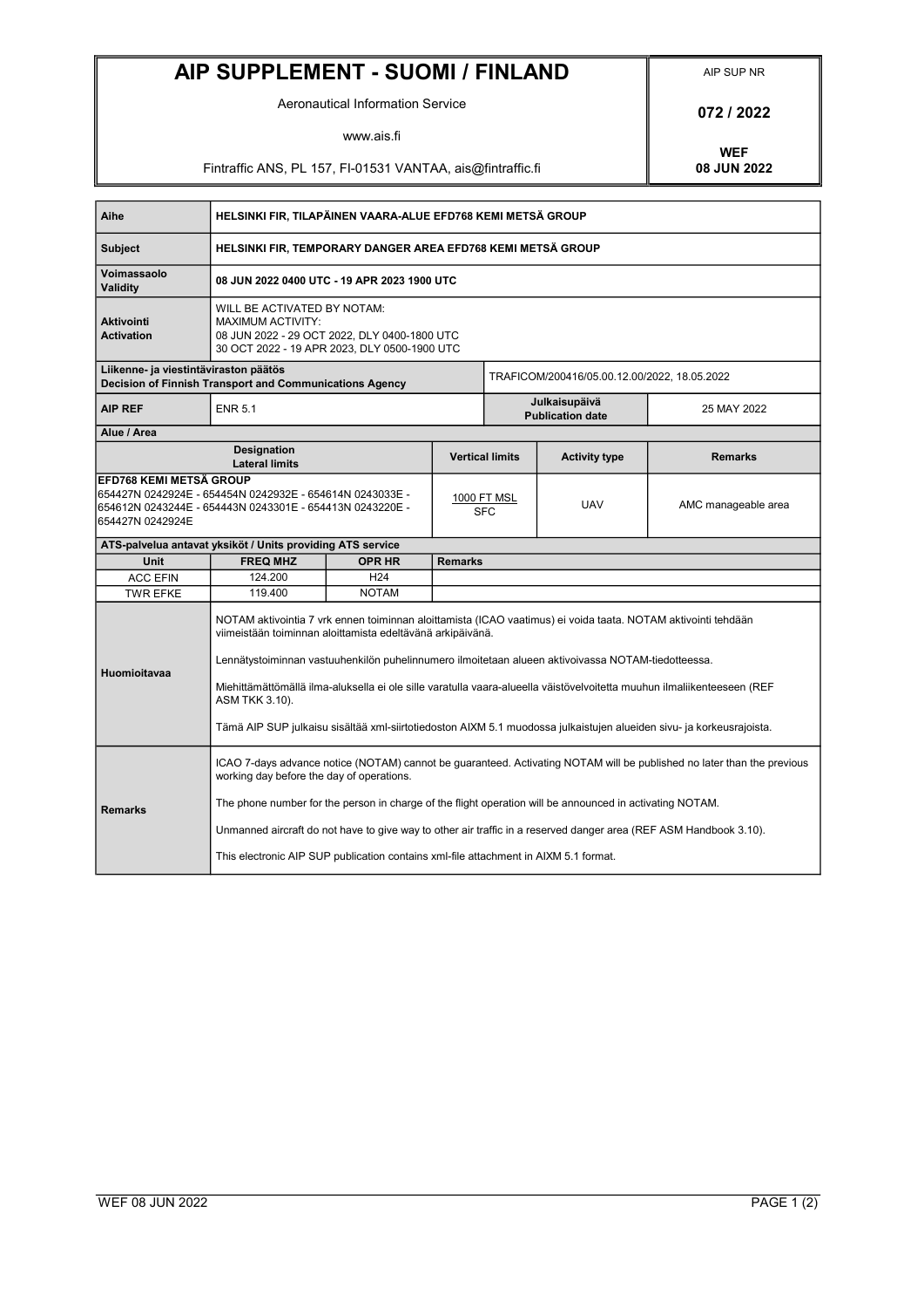# AIP SUPPLEMENT - SUOMI / FINLAND

Aeronautical Information Service

www.ais.fi

Fintraffic ANS, PL 157, FI-01531 VANTAA, ais@fintraffic.fi

AIP SUP NR

**072 / 2022**

**WEF**
**08 JUN 2022**

| | |
|---|---|
| **Aihe** | **HELSINKI FIR, TILAPÄINEN VAARA-ALUE EFD768 KEMI METSÄ GROUP** |
| **Subject** | **HELSINKI FIR, TEMPORARY DANGER AREA EFD768 KEMI METSÄ GROUP** |
| **Voimassaolo Validity** | **08 JUN 2022 0400 UTC - 19 APR 2023 1900 UTC** |
| **Aktivointi Activation** | WILL BE ACTIVATED BY NOTAM:<br>MAXIMUM ACTIVITY:<br>08 JUN 2022 - 29 OCT 2022, DLY 0400-1800 UTC<br>30 OCT 2022 - 19 APR 2023, DLY 0500-1900 UTC |

| | |
|---|---|
| **Liikenne- ja viestintäviraston päätös**<br>**Decision of Finnish Transport and Communications Agency** | TRAFICOM/200416/05.00.12.00/2022, 18.05.2022 |

| | | | |
|---|---|---|---|
| **AIP REF** | ENR 5.1 | **Julkaisupäivä Publication date** | 25 MAY 2022 |

**Alue / Area**

| Designation<br>Lateral limits | Vertical limits | Activity type | Remarks |
|---|---|---|---|
| **EFD768 KEMI METSÄ GROUP**<br>654427N 0242924E - 654454N 0242932E - 654614N 0243033E - 654612N 0243244E - 654443N 0243301E - 654413N 0243220E - 654427N 0242924E | 1000 FT MSL<br>SFC | UAV | AMC manageable area |

**ATS-palvelua antavat yksiköt / Units providing ATS service**

| Unit | FREQ MHZ | OPR HR | Remarks |
|---|---|---|---|
| ACC EFIN | 124.200 | H24 | |
| TWR EFKE | 119.400 | NOTAM | |

**Huomioitavaa**

NOTAM aktivointia 7 vrk ennen toiminnan aloittamista (ICAO vaatimus) ei voida taata. NOTAM aktivointi tehdään viimeistään toiminnan aloittamista edeltävänä arkipäivänä.

Lennätystoiminnan vastuuhenkilön puhelinnumero ilmoitetaan alueen aktivoivassa NOTAM-tiedotteessa.

Miehittämättömällä ilma-aluksella ei ole sille varatulla vaara-alueella väistövelvoitetta muuhun ilmaliikenteeseen (REF ASM TKK 3.10).

Tämä AIP SUP julkaisu sisältää xml-siirtotiedoston AIXM 5.1 muodossa julkaistujen alueiden sivu- ja korkeusrajoista.

**Remarks**

ICAO 7-days advance notice (NOTAM) cannot be guaranteed. Activating NOTAM will be published no later than the previous working day before the day of operations.

The phone number for the person in charge of the flight operation will be announced in activating NOTAM.

Unmanned aircraft do not have to give way to other air traffic in a reserved danger area (REF ASM Handbook 3.10).

This electronic AIP SUP publication contains xml-file attachment in AIXM 5.1 format.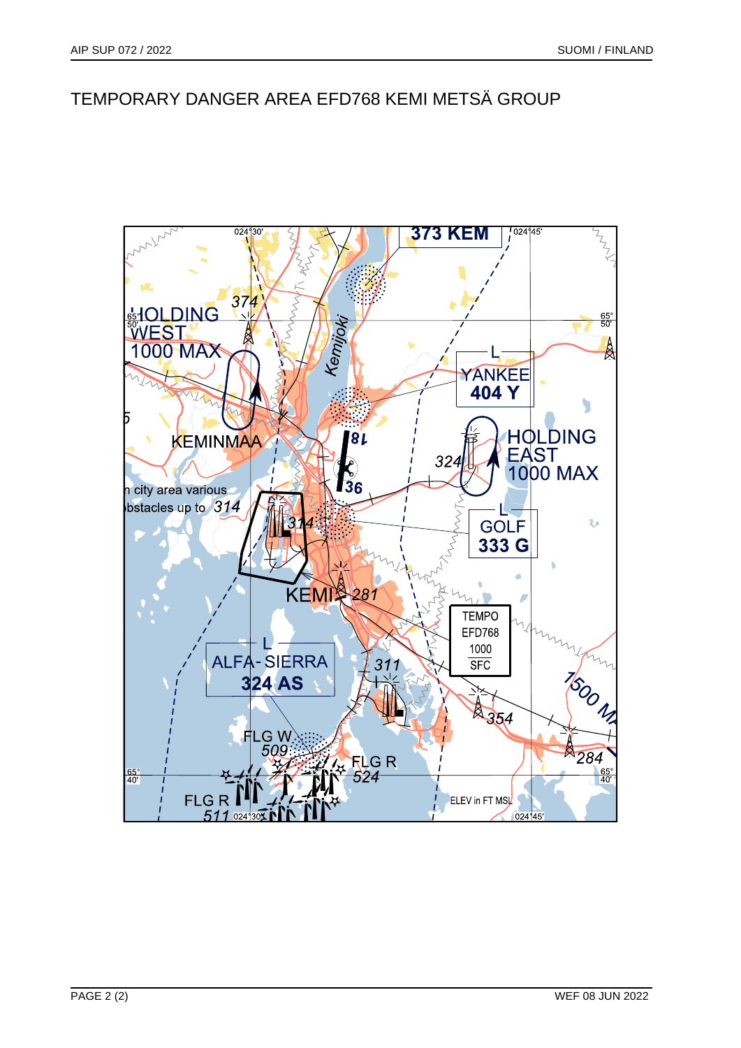# TEMPORARY DANGER AREA EFD768 KEMI METSÄ GROUP

373 KEM

024°30'

024°45'

65° 50'

374

HOLDING WEST 1000 MAX

Kemijoki

L YANKEE 404 Y

KEMINMAA

18

36

324

HOLDING EAST 1000 MAX

In city area various obstacles up to 314

314

L GOLF 333 G

KEMI

281

TEMPO EFD768 1000 SFC

L ALFA-SIERRA 324 AS

311

354

1500 M

284

FLG W 509

FLG R 524

FLG R 511

65° 40'

ELEV in FT MSL